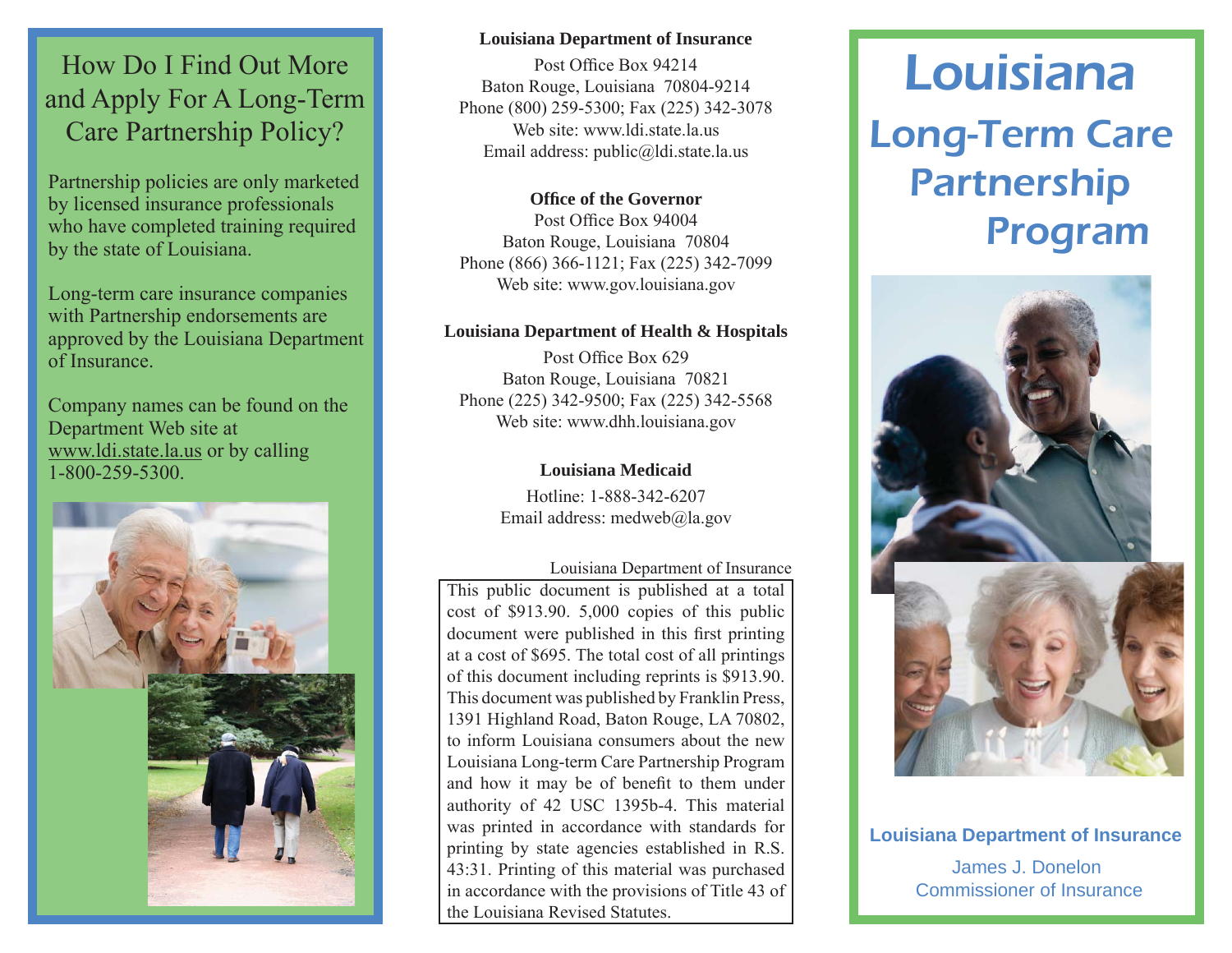## How Do I Find Out More and Apply For A Long-Term Care Partnership Policy?

Partnership policies are only marketed by licensed insurance professionals who have completed training required by the state of Louisiana.

Long-term care insurance companies with Partnership endorsements are approved by the Louisiana Department of Insurance.

Company names can be found on the Department Web site at www.ldi.state.la.us or by calling 1-800-259-5300.

**Louisiana Department of Insurance**

Post Office Box 94214
Baton Rouge, Louisiana 70804-9214
Phone (800) 259-5300; Fax (225) 342-3078
Web site: www.ldi.state.la.us
Email address: public@ldi.state.la.us

**Office of the Governor**

Post Office Box 94004
Baton Rouge, Louisiana 70804
Phone (866) 366-1121; Fax (225) 342-7099
Web site: www.gov.louisiana.gov

**Louisiana Department of Health & Hospitals**

Post Office Box 629
Baton Rouge, Louisiana 70821
Phone (225) 342-9500; Fax (225) 342-5568
Web site: www.dhh.louisiana.gov

**Louisiana Medicaid**

Hotline: 1-888-342-6207
Email address: medweb@la.gov

Louisiana Department of Insurance

This public document is published at a total cost of $913.90. 5,000 copies of this public document were published in this first printing at a cost of $695. The total cost of all printings of this document including reprints is $913.90. This document was published by Franklin Press, 1391 Highland Road, Baton Rouge, LA 70802, to inform Louisiana consumers about the new Louisiana Long-term Care Partnership Program and how it may be of benefit to them under authority of 42 USC 1395b-4. This material was printed in accordance with standards for printing by state agencies established in R.S. 43:31. Printing of this material was purchased in accordance with the provisions of Title 43 of the Louisiana Revised Statutes.

# Louisiana Long-Term Care Partnership Program

**Louisiana Department of Insurance**

James J. Donelon
Commissioner of Insurance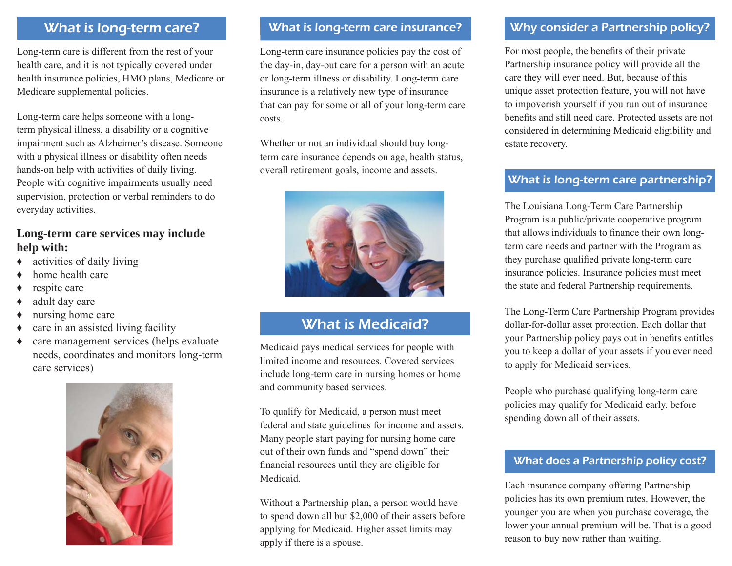## What is long-term care?

Long-term care is different from the rest of your health care, and it is not typically covered under health insurance policies, HMO plans, Medicare or Medicare supplemental policies.

Long-term care helps someone with a long-term physical illness, a disability or a cognitive impairment such as Alzheimer's disease. Someone with a physical illness or disability often needs hands-on help with activities of daily living. People with cognitive impairments usually need supervision, protection or verbal reminders to do everyday activities.

### Long-term care services may include help with:

- activities of daily living
- home health care
- respite care
- adult day care
- nursing home care
- care in an assisted living facility
- care management services (helps evaluate needs, coordinates and monitors long-term care services)

## What is long-term care insurance?

Long-term care insurance policies pay the cost of the day-in, day-out care for a person with an acute or long-term illness or disability. Long-term care insurance is a relatively new type of insurance that can pay for some or all of your long-term care costs.

Whether or not an individual should buy long-term care insurance depends on age, health status, overall retirement goals, income and assets.

## What is Medicaid?

Medicaid pays medical services for people with limited income and resources. Covered services include long-term care in nursing homes or home and community based services.

To qualify for Medicaid, a person must meet federal and state guidelines for income and assets. Many people start paying for nursing home care out of their own funds and "spend down" their financial resources until they are eligible for Medicaid.

Without a Partnership plan, a person would have to spend down all but $2,000 of their assets before applying for Medicaid. Higher asset limits may apply if there is a spouse.

## Why consider a Partnership policy?

For most people, the benefits of their private Partnership insurance policy will provide all the care they will ever need. But, because of this unique asset protection feature, you will not have to impoverish yourself if you run out of insurance benefits and still need care. Protected assets are not considered in determining Medicaid eligibility and estate recovery.

## What is long-term care partnership?

The Louisiana Long-Term Care Partnership Program is a public/private cooperative program that allows individuals to finance their own long-term care needs and partner with the Program as they purchase qualified private long-term care insurance policies. Insurance policies must meet the state and federal Partnership requirements.

The Long-Term Care Partnership Program provides dollar-for-dollar asset protection. Each dollar that your Partnership policy pays out in benefits entitles you to keep a dollar of your assets if you ever need to apply for Medicaid services.

People who purchase qualifying long-term care policies may qualify for Medicaid early, before spending down all of their assets.

## What does a Partnership policy cost?

Each insurance company offering Partnership policies has its own premium rates. However, the younger you are when you purchase coverage, the lower your annual premium will be. That is a good reason to buy now rather than waiting.